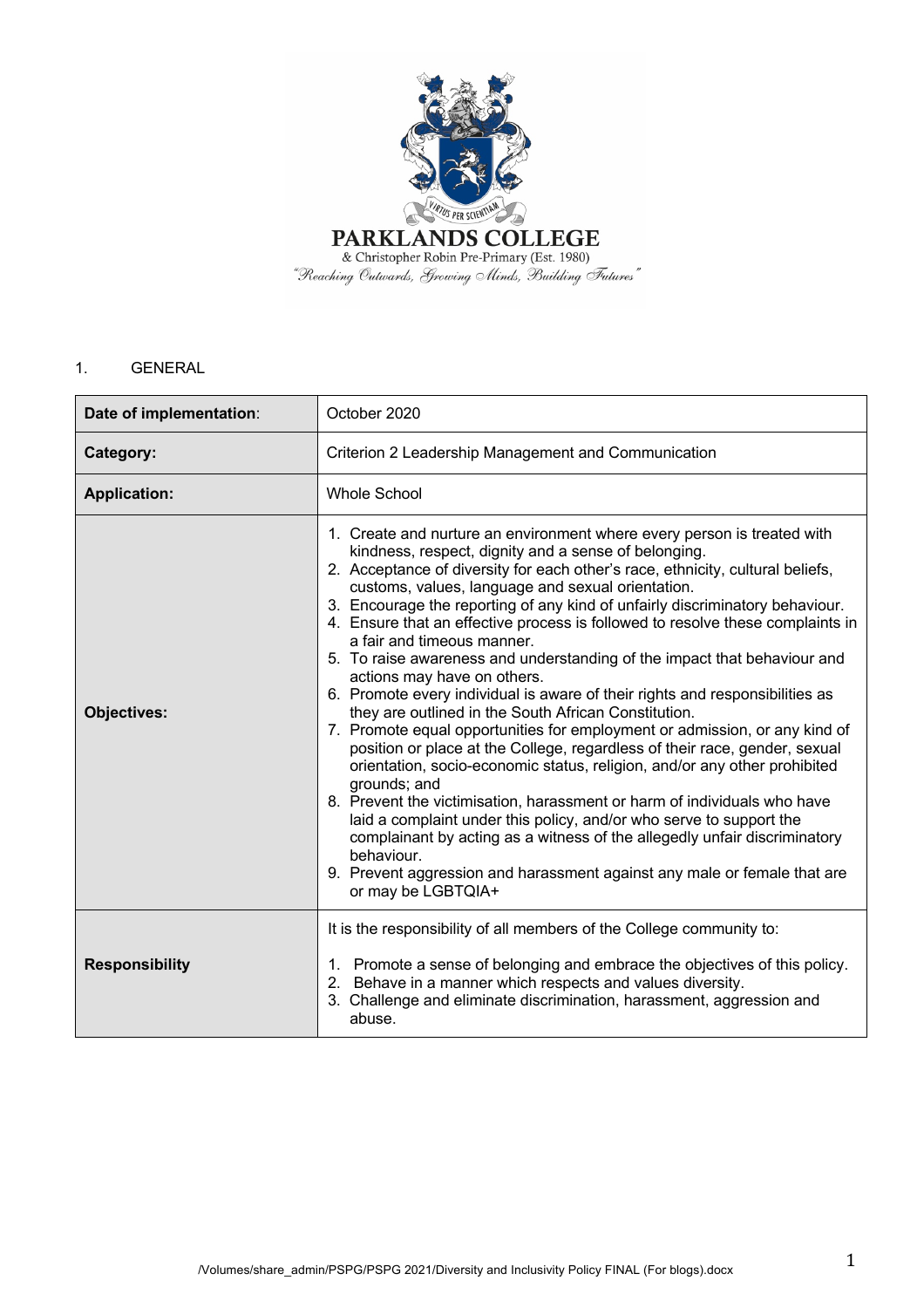PARKLANDS COLLEGE

& Christopher Robin Pre-Primary (Est. 1980)

*"Reaching Outwards, Growing Minds, Building Futures"*

1. GENERAL

| | |
|---|---|
| **Date of implementation**: | October 2020 |
| **Category:** | Criterion 2 Leadership Management and Communication |
| **Application:** | Whole School |
| **Objectives:** | 1. Create and nurture an environment where every person is treated with kindness, respect, dignity and a sense of belonging.<br>2. Acceptance of diversity for each other's race, ethnicity, cultural beliefs, customs, values, language and sexual orientation.<br>3. Encourage the reporting of any kind of unfairly discriminatory behaviour.<br>4. Ensure that an effective process is followed to resolve these complaints in a fair and timeous manner.<br>5. To raise awareness and understanding of the impact that behaviour and actions may have on others.<br>6. Promote every individual is aware of their rights and responsibilities as they are outlined in the South African Constitution.<br>7. Promote equal opportunities for employment or admission, or any kind of position or place at the College, regardless of their race, gender, sexual orientation, socio-economic status, religion, and/or any other prohibited grounds; and<br>8. Prevent the victimisation, harassment or harm of individuals who have laid a complaint under this policy, and/or who serve to support the complainant by acting as a witness of the allegedly unfair discriminatory behaviour.<br>9. Prevent aggression and harassment against any male or female that are or may be LGBTQIA+ |
| **Responsibility** | It is the responsibility of all members of the College community to:<br><br>1. Promote a sense of belonging and embrace the objectives of this policy.<br>2. Behave in a manner which respects and values diversity.<br>3. Challenge and eliminate discrimination, harassment, aggression and abuse. |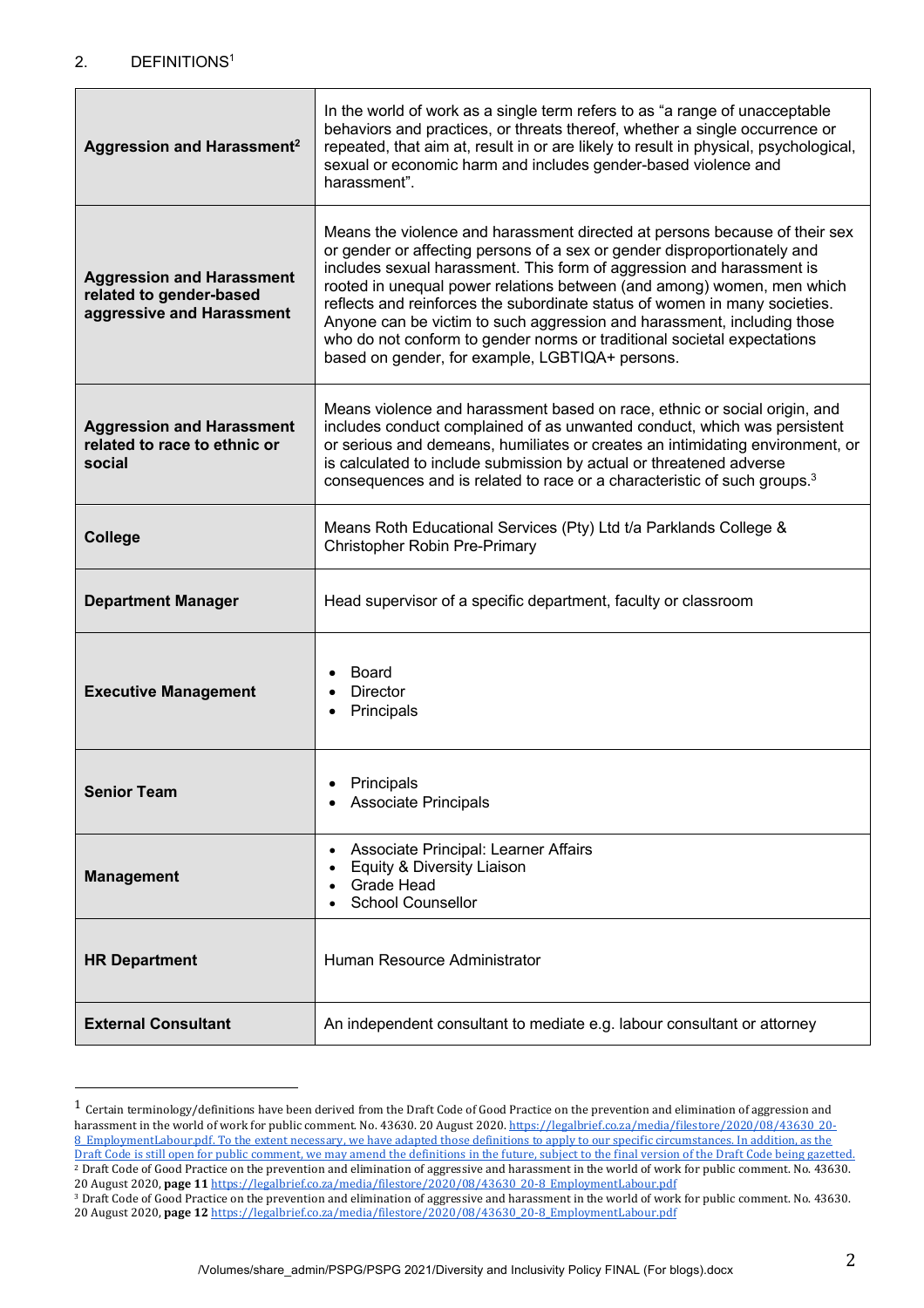## 2. DEFINITIONS[1]

| | |
|---|---|
| **Aggression and Harassment[2]** | In the world of work as a single term refers to as "a range of unacceptable behaviors and practices, or threats thereof, whether a single occurrence or repeated, that aim at, result in or are likely to result in physical, psychological, sexual or economic harm and includes gender-based violence and harassment". |
| **Aggression and Harassment related to gender-based aggressive and Harassment** | Means the violence and harassment directed at persons because of their sex or gender or affecting persons of a sex or gender disproportionately and includes sexual harassment. This form of aggression and harassment is rooted in unequal power relations between (and among) women, men which reflects and reinforces the subordinate status of women in many societies. Anyone can be victim to such aggression and harassment, including those who do not conform to gender norms or traditional societal expectations based on gender, for example, LGBTIQA+ persons. |
| **Aggression and Harassment related to race to ethnic or social** | Means violence and harassment based on race, ethnic or social origin, and includes conduct complained of as unwanted conduct, which was persistent or serious and demeans, humiliates or creates an intimidating environment, or is calculated to include submission by actual or threatened adverse consequences and is related to race or a characteristic of such groups.[3] |
| **College** | Means Roth Educational Services (Pty) Ltd t/a Parklands College & Christopher Robin Pre-Primary |
| **Department Manager** | Head supervisor of a specific department, faculty or classroom |
| **Executive Management** | • Board<br>• Director<br>• Principals |
| **Senior Team** | • Principals<br>• Associate Principals |
| **Management** | • Associate Principal: Learner Affairs<br>• Equity & Diversity Liaison<br>• Grade Head<br>• School Counsellor |
| **HR Department** | Human Resource Administrator |
| **External Consultant** | An independent consultant to mediate e.g. labour consultant or attorney |

---

[1] Certain terminology/definitions have been derived from the Draft Code of Good Practice on the prevention and elimination of aggression and harassment in the world of work for public comment. No. 43630. 20 August 2020. https://legalbrief.co.za/media/filestore/2020/08/43630_20-8_EmploymentLabour.pdf. To the extent necessary, we have adapted those definitions to apply to our specific circumstances. In addition, as the Draft Code is still open for public comment, we may amend the definitions in the future, subject to the final version of the Draft Code being gazetted.

[2] Draft Code of Good Practice on the prevention and elimination of aggressive and harassment in the world of work for public comment. No. 43630. 20 August 2020, **page 11** https://legalbrief.co.za/media/filestore/2020/08/43630_20-8_EmploymentLabour.pdf

[3] Draft Code of Good Practice on the prevention and elimination of aggressive and harassment in the world of work for public comment. No. 43630. 20 August 2020, **page 12** https://legalbrief.co.za/media/filestore/2020/08/43630_20-8_EmploymentLabour.pdf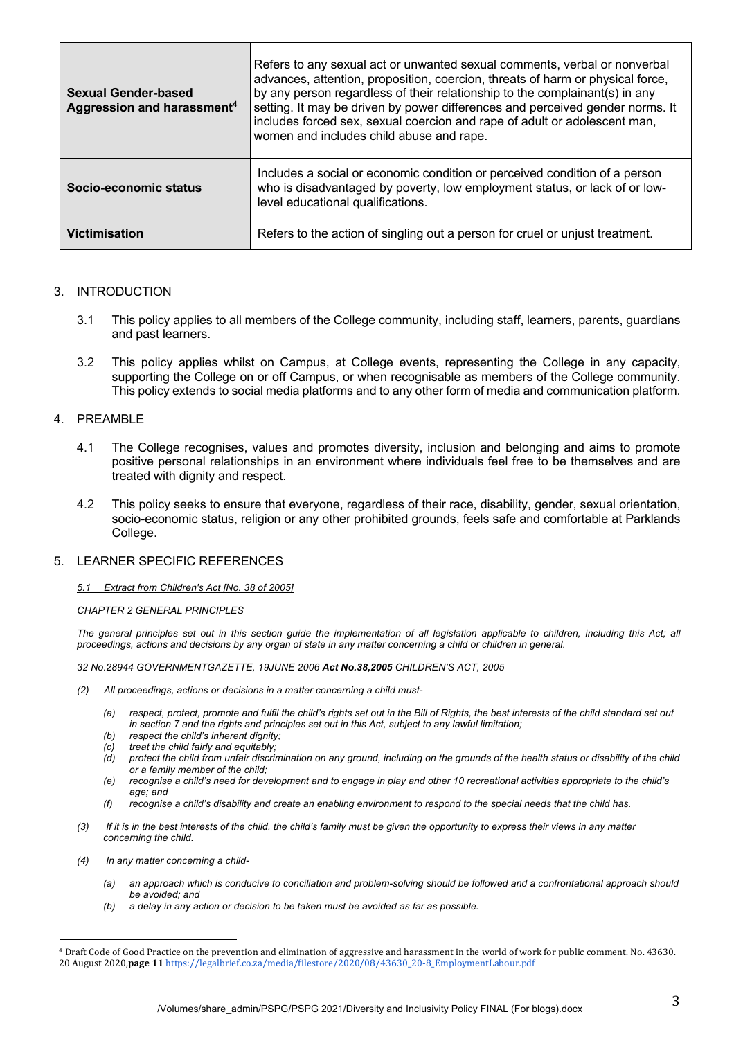| | |
|---|---|
| **Sexual Gender-based Aggression and harassment**[4] | Refers to any sexual act or unwanted sexual comments, verbal or nonverbal advances, attention, proposition, coercion, threats of harm or physical force, by any person regardless of their relationship to the complainant(s) in any setting. It may be driven by power differences and perceived gender norms. It includes forced sex, sexual coercion and rape of adult or adolescent man, women and includes child abuse and rape. |
| **Socio-economic status** | Includes a social or economic condition or perceived condition of a person who is disadvantaged by poverty, low employment status, or lack of or low-level educational qualifications. |
| **Victimisation** | Refers to the action of singling out a person for cruel or unjust treatment. |

## 3. INTRODUCTION

3.1 This policy applies to all members of the College community, including staff, learners, parents, guardians and past learners.

3.2 This policy applies whilst on Campus, at College events, representing the College in any capacity, supporting the College on or off Campus, or when recognisable as members of the College community. This policy extends to social media platforms and to any other form of media and communication platform.

## 4. PREAMBLE

4.1 The College recognises, values and promotes diversity, inclusion and belonging and aims to promote positive personal relationships in an environment where individuals feel free to be themselves and are treated with dignity and respect.

4.2 This policy seeks to ensure that everyone, regardless of their race, disability, gender, sexual orientation, socio-economic status, religion or any other prohibited grounds, feels safe and comfortable at Parklands College.

## 5. LEARNER SPECIFIC REFERENCES

*5.1 Extract from Children's Act [No. 38 of 2005]*

*CHAPTER 2 GENERAL PRINCIPLES*

*The general principles set out in this section guide the implementation of all legislation applicable to children, including this Act; all proceedings, actions and decisions by any organ of state in any matter concerning a child or children in general.*

*32 No.28944 GOVERNMENTGAZETTE, 19JUNE 2006* ***Act No.38,2005*** *CHILDREN'S ACT, 2005*

*(2) All proceedings, actions or decisions in a matter concerning a child must-*

- *(a) respect, protect, promote and fulfil the child's rights set out in the Bill of Rights, the best interests of the child standard set out in section 7 and the rights and principles set out in this Act, subject to any lawful limitation;*
- *(b) respect the child's inherent dignity;*
- *(c) treat the child fairly and equitably;*
- *(d) protect the child from unfair discrimination on any ground, including on the grounds of the health status or disability of the child or a family member of the child;*
- *(e) recognise a child's need for development and to engage in play and other 10 recreational activities appropriate to the child's age; and*
- *(f) recognise a child's disability and create an enabling environment to respond to the special needs that the child has.*

*(3) If it is in the best interests of the child, the child's family must be given the opportunity to express their views in any matter concerning the child.*

*(4) In any matter concerning a child-*

- *(a) an approach which is conducive to conciliation and problem-solving should be followed and a confrontational approach should be avoided; and*
- *(b) a delay in any action or decision to be taken must be avoided as far as possible.*

---

[4] Draft Code of Good Practice on the prevention and elimination of aggressive and harassment in the world of work for public comment. No. 43630. 20 August 2020,**page 11** https://legalbrief.co.za/media/filestore/2020/08/43630_20-8_EmploymentLabour.pdf

/Volumes/share_admin/PSPG/PSPG 2021/Diversity and Inclusivity Policy FINAL (For blogs).docx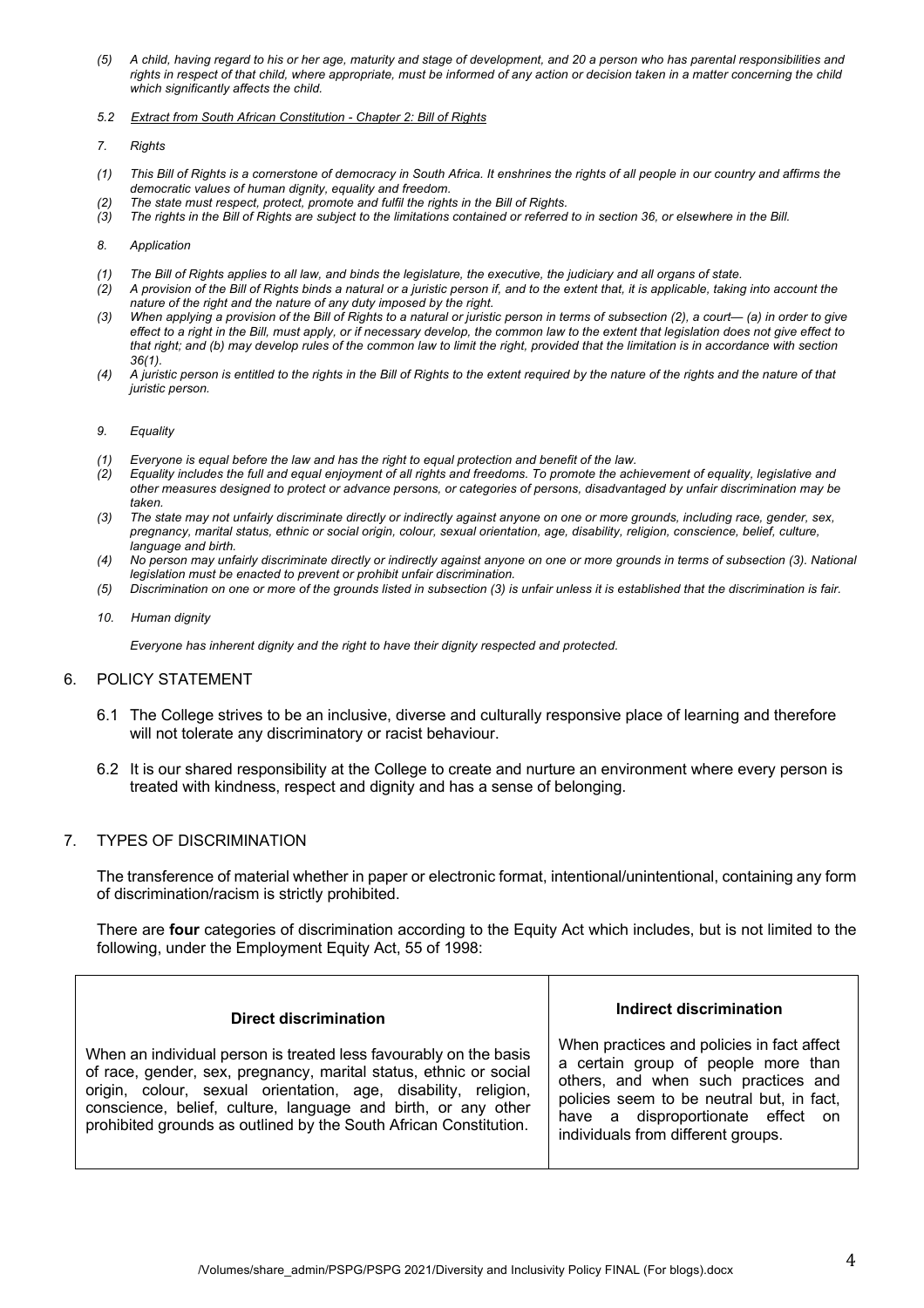*(5) A child, having regard to his or her age, maturity and stage of development, and 20 a person who has parental responsibilities and rights in respect of that child, where appropriate, must be informed of any action or decision taken in a matter concerning the child which significantly affects the child.*

*5.2 Extract from South African Constitution - Chapter 2: Bill of Rights*

*7. Rights*

*(1) This Bill of Rights is a cornerstone of democracy in South Africa. It enshrines the rights of all people in our country and affirms the democratic values of human dignity, equality and freedom.*
*(2) The state must respect, protect, promote and fulfil the rights in the Bill of Rights.*
*(3) The rights in the Bill of Rights are subject to the limitations contained or referred to in section 36, or elsewhere in the Bill.*

*8. Application*

*(1) The Bill of Rights applies to all law, and binds the legislature, the executive, the judiciary and all organs of state.*
*(2) A provision of the Bill of Rights binds a natural or a juristic person if, and to the extent that, it is applicable, taking into account the nature of the right and the nature of any duty imposed by the right.*
*(3) When applying a provision of the Bill of Rights to a natural or juristic person in terms of subsection (2), a court— (a) in order to give effect to a right in the Bill, must apply, or if necessary develop, the common law to the extent that legislation does not give effect to that right; and (b) may develop rules of the common law to limit the right, provided that the limitation is in accordance with section 36(1).*
*(4) A juristic person is entitled to the rights in the Bill of Rights to the extent required by the nature of the rights and the nature of that juristic person.*

*9. Equality*

*(1) Everyone is equal before the law and has the right to equal protection and benefit of the law.*
*(2) Equality includes the full and equal enjoyment of all rights and freedoms. To promote the achievement of equality, legislative and other measures designed to protect or advance persons, or categories of persons, disadvantaged by unfair discrimination may be taken.*
*(3) The state may not unfairly discriminate directly or indirectly against anyone on one or more grounds, including race, gender, sex, pregnancy, marital status, ethnic or social origin, colour, sexual orientation, age, disability, religion, conscience, belief, culture, language and birth.*
*(4) No person may unfairly discriminate directly or indirectly against anyone on one or more grounds in terms of subsection (3). National legislation must be enacted to prevent or prohibit unfair discrimination.*
*(5) Discrimination on one or more of the grounds listed in subsection (3) is unfair unless it is established that the discrimination is fair.*

*10. Human dignity*

*Everyone has inherent dignity and the right to have their dignity respected and protected.*

## 6. POLICY STATEMENT

6.1 The College strives to be an inclusive, diverse and culturally responsive place of learning and therefore will not tolerate any discriminatory or racist behaviour.

6.2 It is our shared responsibility at the College to create and nurture an environment where every person is treated with kindness, respect and dignity and has a sense of belonging.

## 7. TYPES OF DISCRIMINATION

The transference of material whether in paper or electronic format, intentional/unintentional, containing any form of discrimination/racism is strictly prohibited.

There are **four** categories of discrimination according to the Equity Act which includes, but is not limited to the following, under the Employment Equity Act, 55 of 1998:

| **Direct discrimination** | **Indirect discrimination** |
|---|---|
| When an individual person is treated less favourably on the basis of race, gender, sex, pregnancy, marital status, ethnic or social origin, colour, sexual orientation, age, disability, religion, conscience, belief, culture, language and birth, or any other prohibited grounds as outlined by the South African Constitution. | When practices and policies in fact affect a certain group of people more than others, and when such practices and policies seem to be neutral but, in fact, have a disproportionate effect on individuals from different groups. |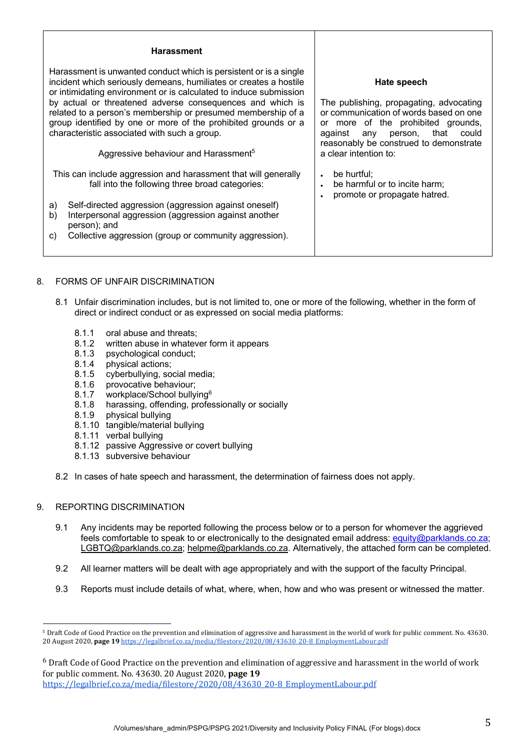| **Harassment**<br><br>Harassment is unwanted conduct which is persistent or is a single incident which seriously demeans, humiliates or creates a hostile or intimidating environment or is calculated to induce submission by actual or threatened adverse consequences and which is related to a person's membership or presumed membership of a group identified by one or more of the prohibited grounds or a characteristic associated with such a group.<br><br>Aggressive behaviour and Harassment[5]<br><br>This can include aggression and harassment that will generally fall into the following three broad categories:<br><br>a) Self-directed aggression (aggression against oneself)<br>b) Interpersonal aggression (aggression against another person); and<br>c) Collective aggression (group or community aggression). | **Hate speech**<br><br>The publishing, propagating, advocating or communication of words based on one or more of the prohibited grounds, against any person, that could reasonably be construed to demonstrate a clear intention to:<br><br>• be hurtful;<br>• be harmful or to incite harm;<br>• promote or propagate hatred. |
|---|---|

8. FORMS OF UNFAIR DISCRIMINATION

8.1 Unfair discrimination includes, but is not limited to, one or more of the following, whether in the form of direct or indirect conduct or as expressed on social media platforms:

- 8.1.1 oral abuse and threats;
- 8.1.2 written abuse in whatever form it appears
- 8.1.3 psychological conduct;
- 8.1.4 physical actions;
- 8.1.5 cyberbullying, social media;
- 8.1.6 provocative behaviour;
- 8.1.7 workplace/School bullying[6]
- 8.1.8 harassing, offending, professionally or socially
- 8.1.9 physical bullying
- 8.1.10 tangible/material bullying
- 8.1.11 verbal bullying
- 8.1.12 passive Aggressive or covert bullying
- 8.1.13 subversive behaviour

8.2 In cases of hate speech and harassment, the determination of fairness does not apply.

9. REPORTING DISCRIMINATION

9.1 Any incidents may be reported following the process below or to a person for whomever the aggrieved feels comfortable to speak to or electronically to the designated email address: equity@parklands.co.za; LGBTQ@parklands.co.za; helpme@parklands.co.za. Alternatively, the attached form can be completed.

9.2 All learner matters will be dealt with age appropriately and with the support of the faculty Principal.

9.3 Reports must include details of what, where, when, how and who was present or witnessed the matter.

---

[5] Draft Code of Good Practice on the prevention and elimination of aggressive and harassment in the world of work for public comment. No. 43630. 20 August 2020, **page 19** https://legalbrief.co.za/media/filestore/2020/08/43630_20-8_EmploymentLabour.pdf

[6] Draft Code of Good Practice on the prevention and elimination of aggressive and harassment in the world of work for public comment. No. 43630. 20 August 2020, **page 19** https://legalbrief.co.za/media/filestore/2020/08/43630_20-8_EmploymentLabour.pdf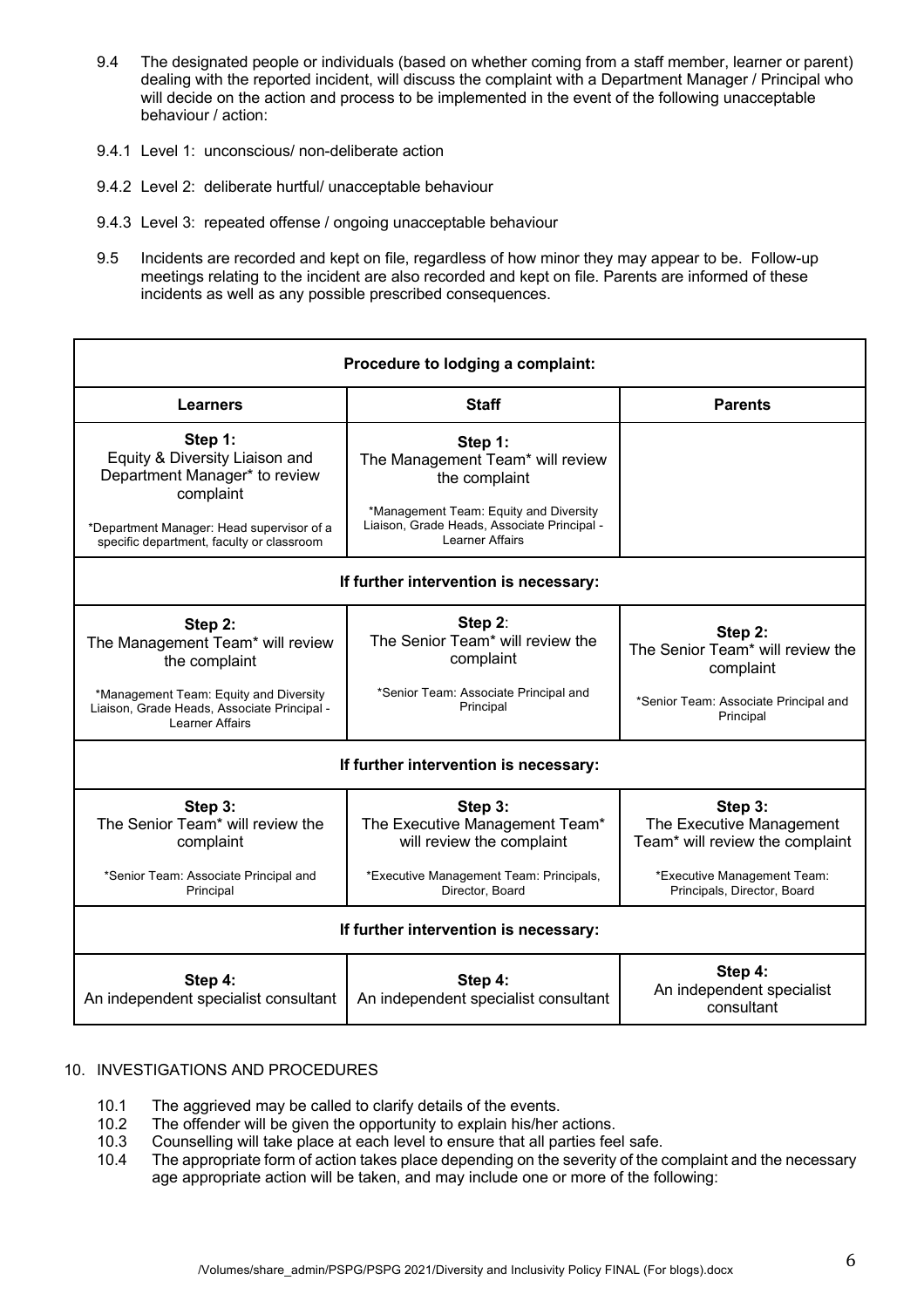9.4 The designated people or individuals (based on whether coming from a staff member, learner or parent) dealing with the reported incident, will discuss the complaint with a Department Manager / Principal who will decide on the action and process to be implemented in the event of the following unacceptable behaviour / action:

9.4.1 Level 1: unconscious/ non-deliberate action

9.4.2 Level 2: deliberate hurtful/ unacceptable behaviour

9.4.3 Level 3: repeated offense / ongoing unacceptable behaviour

9.5 Incidents are recorded and kept on file, regardless of how minor they may appear to be. Follow-up meetings relating to the incident are also recorded and kept on file. Parents are informed of these incidents as well as any possible prescribed consequences.

| **Procedure to lodging a complaint:** | | |
|---|---|---|
| **Learners** | **Staff** | **Parents** |
| **Step 1:** Equity & Diversity Liaison and Department Manager* to review complaint<br><br>*Department Manager: Head supervisor of a specific department, faculty or classroom | **Step 1:** The Management Team* will review the complaint<br><br>*Management Team: Equity and Diversity Liaison, Grade Heads, Associate Principal - Learner Affairs | |
| **If further intervention is necessary:** | | |
| **Step 2:** The Management Team* will review the complaint<br><br>*Management Team: Equity and Diversity Liaison, Grade Heads, Associate Principal - Learner Affairs | **Step 2**: The Senior Team* will review the complaint<br><br>*Senior Team: Associate Principal and Principal | **Step 2:** The Senior Team* will review the complaint<br><br>*Senior Team: Associate Principal and Principal |
| **If further intervention is necessary:** | | |
| **Step 3:** The Senior Team* will review the complaint<br><br>*Senior Team: Associate Principal and Principal | **Step 3:** The Executive Management Team* will review the complaint<br><br>*Executive Management Team: Principals, Director, Board | **Step 3:** The Executive Management Team* will review the complaint<br><br>*Executive Management Team: Principals, Director, Board |
| **If further intervention is necessary:** | | |
| **Step 4:** An independent specialist consultant | **Step 4:** An independent specialist consultant | **Step 4:** An independent specialist consultant |

## 10. INVESTIGATIONS AND PROCEDURES

10.1 The aggrieved may be called to clarify details of the events.
10.2 The offender will be given the opportunity to explain his/her actions.
10.3 Counselling will take place at each level to ensure that all parties feel safe.
10.4 The appropriate form of action takes place depending on the severity of the complaint and the necessary age appropriate action will be taken, and may include one or more of the following: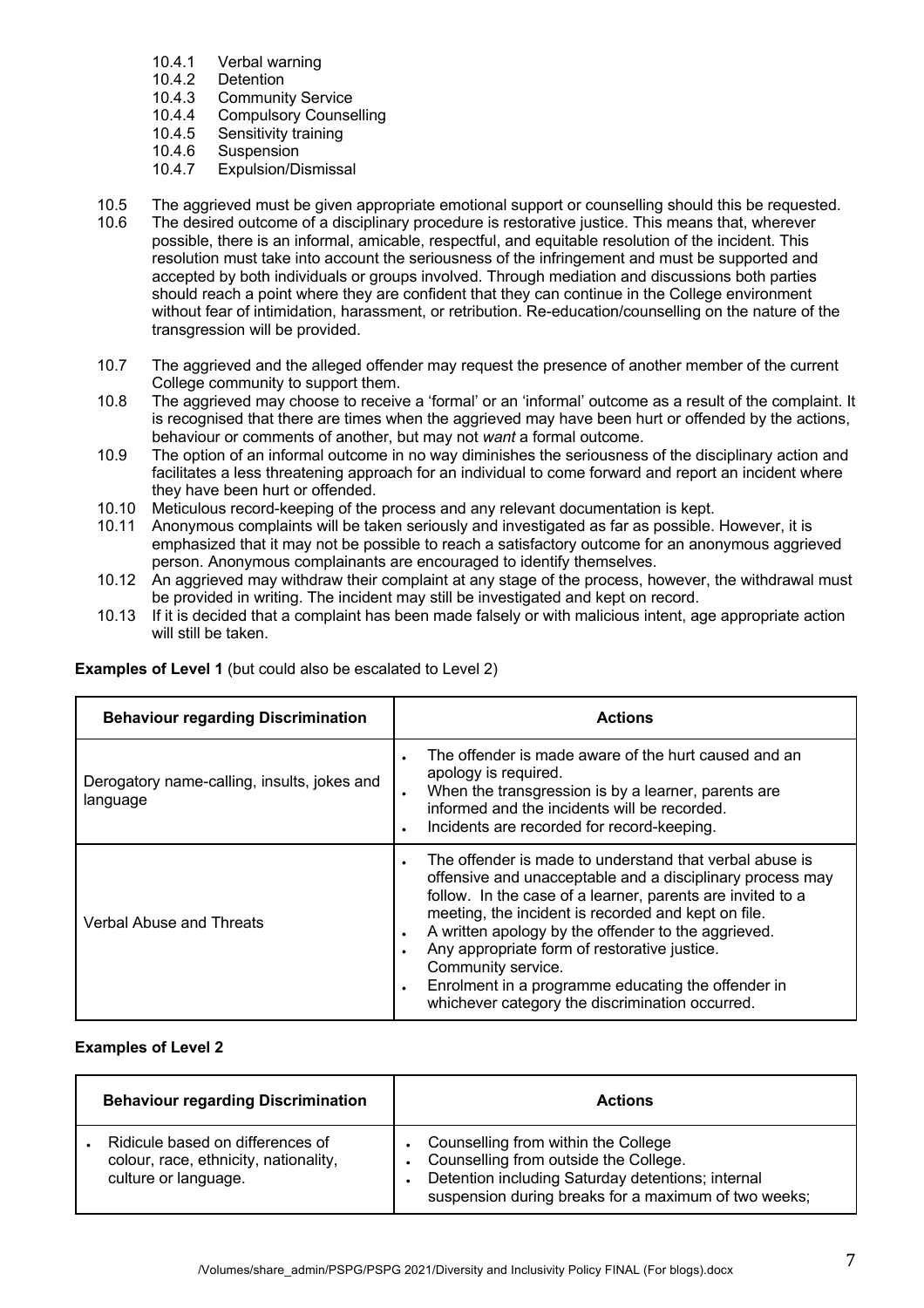10.4.1 Verbal warning
10.4.2 Detention
10.4.3 Community Service
10.4.4 Compulsory Counselling
10.4.5 Sensitivity training
10.4.6 Suspension
10.4.7 Expulsion/Dismissal

10.5 The aggrieved must be given appropriate emotional support or counselling should this be requested.

10.6 The desired outcome of a disciplinary procedure is restorative justice. This means that, wherever possible, there is an informal, amicable, respectful, and equitable resolution of the incident. This resolution must take into account the seriousness of the infringement and must be supported and accepted by both individuals or groups involved. Through mediation and discussions both parties should reach a point where they are confident that they can continue in the College environment without fear of intimidation, harassment, or retribution. Re-education/counselling on the nature of the transgression will be provided.

10.7 The aggrieved and the alleged offender may request the presence of another member of the current College community to support them.

10.8 The aggrieved may choose to receive a 'formal' or an 'informal' outcome as a result of the complaint. It is recognised that there are times when the aggrieved may have been hurt or offended by the actions, behaviour or comments of another, but may not *want* a formal outcome.

10.9 The option of an informal outcome in no way diminishes the seriousness of the disciplinary action and facilitates a less threatening approach for an individual to come forward and report an incident where they have been hurt or offended.

10.10 Meticulous record-keeping of the process and any relevant documentation is kept.

10.11 Anonymous complaints will be taken seriously and investigated as far as possible. However, it is emphasized that it may not be possible to reach a satisfactory outcome for an anonymous aggrieved person. Anonymous complainants are encouraged to identify themselves.

10.12 An aggrieved may withdraw their complaint at any stage of the process, however, the withdrawal must be provided in writing. The incident may still be investigated and kept on record.

10.13 If it is decided that a complaint has been made falsely or with malicious intent, age appropriate action will still be taken.

**Examples of Level 1** (but could also be escalated to Level 2)

| Behaviour regarding Discrimination | Actions |
|---|---|
| Derogatory name-calling, insults, jokes and language | • The offender is made aware of the hurt caused and an apology is required.<br>• When the transgression is by a learner, parents are informed and the incidents will be recorded.<br>• Incidents are recorded for record-keeping. |
| Verbal Abuse and Threats | • The offender is made to understand that verbal abuse is offensive and unacceptable and a disciplinary process may follow. In the case of a learner, parents are invited to a meeting, the incident is recorded and kept on file.<br>• A written apology by the offender to the aggrieved.<br>• Any appropriate form of restorative justice. Community service.<br>• Enrolment in a programme educating the offender in whichever category the discrimination occurred. |

**Examples of Level 2**

| Behaviour regarding Discrimination | Actions |
|---|---|
| • Ridicule based on differences of colour, race, ethnicity, nationality, culture or language. | • Counselling from within the College<br>• Counselling from outside the College.<br>• Detention including Saturday detentions; internal suspension during breaks for a maximum of two weeks; |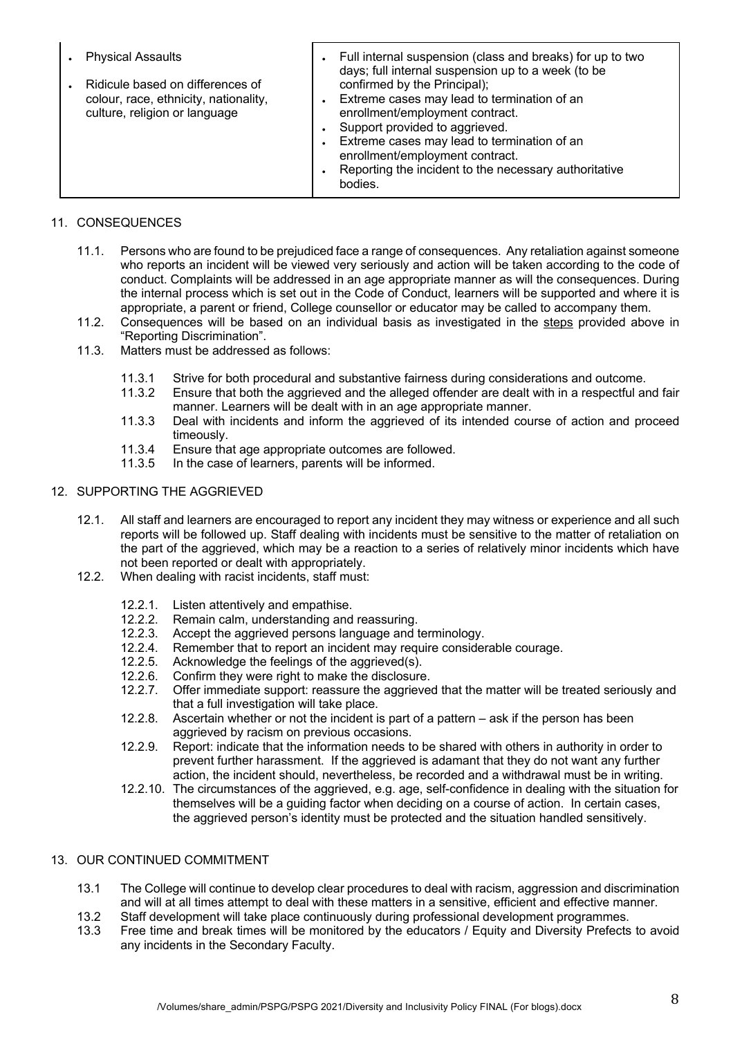| | |
|---|---|
| • Physical Assaults<br>• Ridicule based on differences of colour, race, ethnicity, nationality, culture, religion or language | • Full internal suspension (class and breaks) for up to two days; full internal suspension up to a week (to be confirmed by the Principal);<br>• Extreme cases may lead to termination of an enrollment/employment contract.<br>• Support provided to aggrieved.<br>• Extreme cases may lead to termination of an enrollment/employment contract.<br>• Reporting the incident to the necessary authoritative bodies. |

## 11. CONSEQUENCES

11.1. Persons who are found to be prejudiced face a range of consequences. Any retaliation against someone who reports an incident will be viewed very seriously and action will be taken according to the code of conduct. Complaints will be addressed in an age appropriate manner as will the consequences. During the internal process which is set out in the Code of Conduct, learners will be supported and where it is appropriate, a parent or friend, College counsellor or educator may be called to accompany them.

11.2. Consequences will be based on an individual basis as investigated in the steps provided above in "Reporting Discrimination".

11.3. Matters must be addressed as follows:

- 11.3.1 Strive for both procedural and substantive fairness during considerations and outcome.
- 11.3.2 Ensure that both the aggrieved and the alleged offender are dealt with in a respectful and fair manner. Learners will be dealt with in an age appropriate manner.
- 11.3.3 Deal with incidents and inform the aggrieved of its intended course of action and proceed timeously.
- 11.3.4 Ensure that age appropriate outcomes are followed.
- 11.3.5 In the case of learners, parents will be informed.

## 12. SUPPORTING THE AGGRIEVED

12.1. All staff and learners are encouraged to report any incident they may witness or experience and all such reports will be followed up. Staff dealing with incidents must be sensitive to the matter of retaliation on the part of the aggrieved, which may be a reaction to a series of relatively minor incidents which have not been reported or dealt with appropriately.

12.2. When dealing with racist incidents, staff must:

- 12.2.1. Listen attentively and empathise.
- 12.2.2. Remain calm, understanding and reassuring.
- 12.2.3. Accept the aggrieved persons language and terminology.
- 12.2.4. Remember that to report an incident may require considerable courage.
- 12.2.5. Acknowledge the feelings of the aggrieved(s).
- 12.2.6. Confirm they were right to make the disclosure.
- 12.2.7. Offer immediate support: reassure the aggrieved that the matter will be treated seriously and that a full investigation will take place.
- 12.2.8. Ascertain whether or not the incident is part of a pattern – ask if the person has been aggrieved by racism on previous occasions.
- 12.2.9. Report: indicate that the information needs to be shared with others in authority in order to prevent further harassment. If the aggrieved is adamant that they do not want any further action, the incident should, nevertheless, be recorded and a withdrawal must be in writing.
- 12.2.10. The circumstances of the aggrieved, e.g. age, self-confidence in dealing with the situation for themselves will be a guiding factor when deciding on a course of action. In certain cases, the aggrieved person's identity must be protected and the situation handled sensitively.

## 13. OUR CONTINUED COMMITMENT

13.1 The College will continue to develop clear procedures to deal with racism, aggression and discrimination and will at all times attempt to deal with these matters in a sensitive, efficient and effective manner.

13.2 Staff development will take place continuously during professional development programmes.

13.3 Free time and break times will be monitored by the educators / Equity and Diversity Prefects to avoid any incidents in the Secondary Faculty.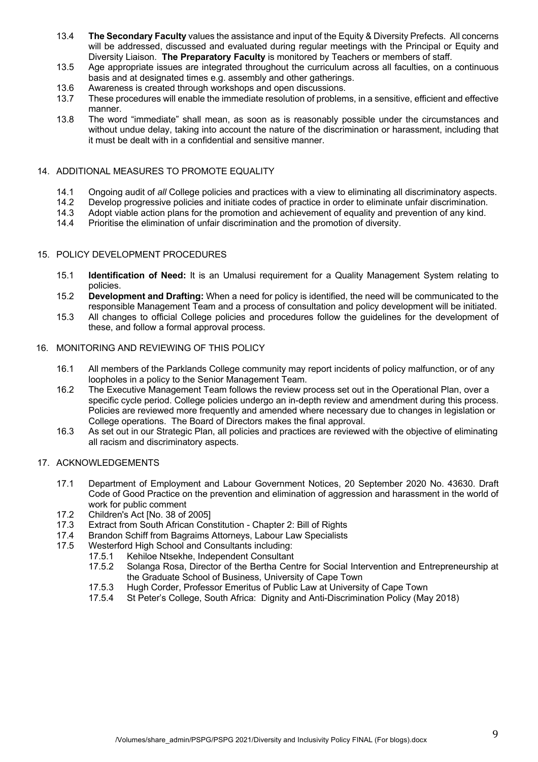13.4 **The Secondary Faculty** values the assistance and input of the Equity & Diversity Prefects. All concerns will be addressed, discussed and evaluated during regular meetings with the Principal or Equity and Diversity Liaison. **The Preparatory Faculty** is monitored by Teachers or members of staff.

13.5 Age appropriate issues are integrated throughout the curriculum across all faculties, on a continuous basis and at designated times e.g. assembly and other gatherings.

13.6 Awareness is created through workshops and open discussions.

13.7 These procedures will enable the immediate resolution of problems, in a sensitive, efficient and effective manner.

13.8 The word "immediate" shall mean, as soon as is reasonably possible under the circumstances and without undue delay, taking into account the nature of the discrimination or harassment, including that it must be dealt with in a confidential and sensitive manner.

## 14. ADDITIONAL MEASURES TO PROMOTE EQUALITY

14.1 Ongoing audit of *all* College policies and practices with a view to eliminating all discriminatory aspects.

14.2 Develop progressive policies and initiate codes of practice in order to eliminate unfair discrimination.

14.3 Adopt viable action plans for the promotion and achievement of equality and prevention of any kind.

14.4 Prioritise the elimination of unfair discrimination and the promotion of diversity.

## 15. POLICY DEVELOPMENT PROCEDURES

15.1 **Identification of Need:** It is an Umalusi requirement for a Quality Management System relating to policies.

15.2 **Development and Drafting:** When a need for policy is identified, the need will be communicated to the responsible Management Team and a process of consultation and policy development will be initiated.

15.3 All changes to official College policies and procedures follow the guidelines for the development of these, and follow a formal approval process.

## 16. MONITORING AND REVIEWING OF THIS POLICY

16.1 All members of the Parklands College community may report incidents of policy malfunction, or of any loopholes in a policy to the Senior Management Team.

16.2 The Executive Management Team follows the review process set out in the Operational Plan, over a specific cycle period. College policies undergo an in-depth review and amendment during this process. Policies are reviewed more frequently and amended where necessary due to changes in legislation or College operations. The Board of Directors makes the final approval.

16.3 As set out in our Strategic Plan, all policies and practices are reviewed with the objective of eliminating all racism and discriminatory aspects.

## 17. ACKNOWLEDGEMENTS

17.1 Department of Employment and Labour Government Notices, 20 September 2020 No. 43630. Draft Code of Good Practice on the prevention and elimination of aggression and harassment in the world of work for public comment

17.2 Children's Act [No. 38 of 2005]

17.3 Extract from South African Constitution - Chapter 2: Bill of Rights

17.4 Brandon Schiff from Bagraims Attorneys, Labour Law Specialists

17.5 Westerford High School and Consultants including:

17.5.1 Kehiloe Ntsekhe, Independent Consultant

17.5.2 Solanga Rosa, Director of the Bertha Centre for Social Intervention and Entrepreneurship at the Graduate School of Business, University of Cape Town

17.5.3 Hugh Corder, Professor Emeritus of Public Law at University of Cape Town

17.5.4 St Peter's College, South Africa: Dignity and Anti-Discrimination Policy (May 2018)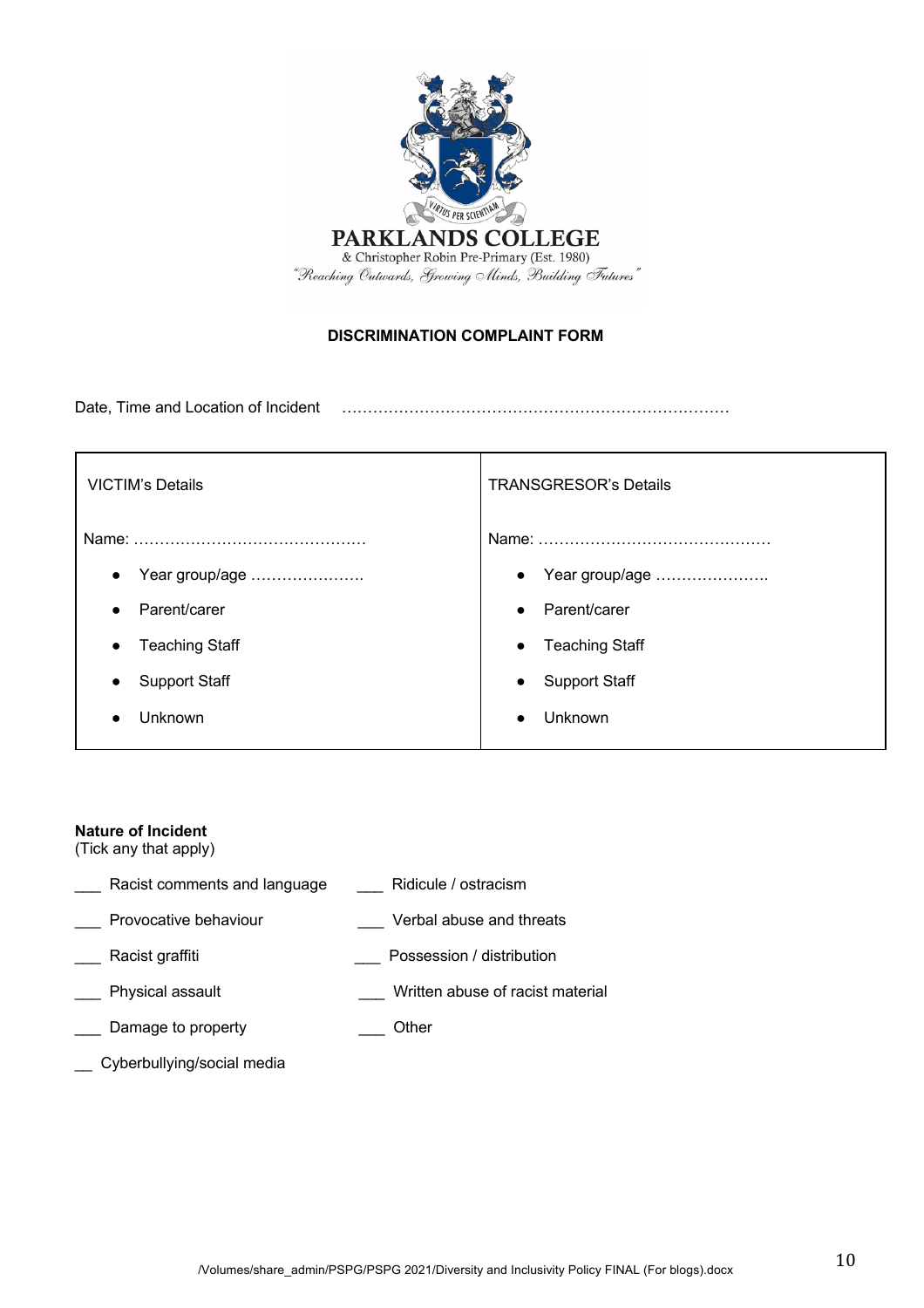**PARKLANDS COLLEGE**

& Christopher Robin Pre-Primary (Est. 1980)

*"Reaching Outwards, Growing Minds, Building Futures"*

**DISCRIMINATION COMPLAINT FORM**

Date, Time and Location of Incident ……………………………………………………………….

| VICTIM's Details | TRANSGRESOR's Details |
| --- | --- |
| Name: ……………………………………… | Name: ……………………………………… |
| • Year group/age …………………. | • Year group/age …………………. |
| • Parent/carer | • Parent/carer |
| • Teaching Staff | • Teaching Staff |
| • Support Staff | • Support Staff |
| • Unknown | • Unknown |

**Nature of Incident**
(Tick any that apply)

___ Racist comments and language

___ Ridicule / ostracism

___ Provocative behaviour

___ Verbal abuse and threats

___ Racist graffiti

___ Possession / distribution

___ Physical assault

___ Written abuse of racist material

___ Damage to property

___ Other

__ Cyberbullying/social media

/Volumes/share_admin/PSPG/PSPG 2021/Diversity and Inclusivity Policy FINAL (For blogs).docx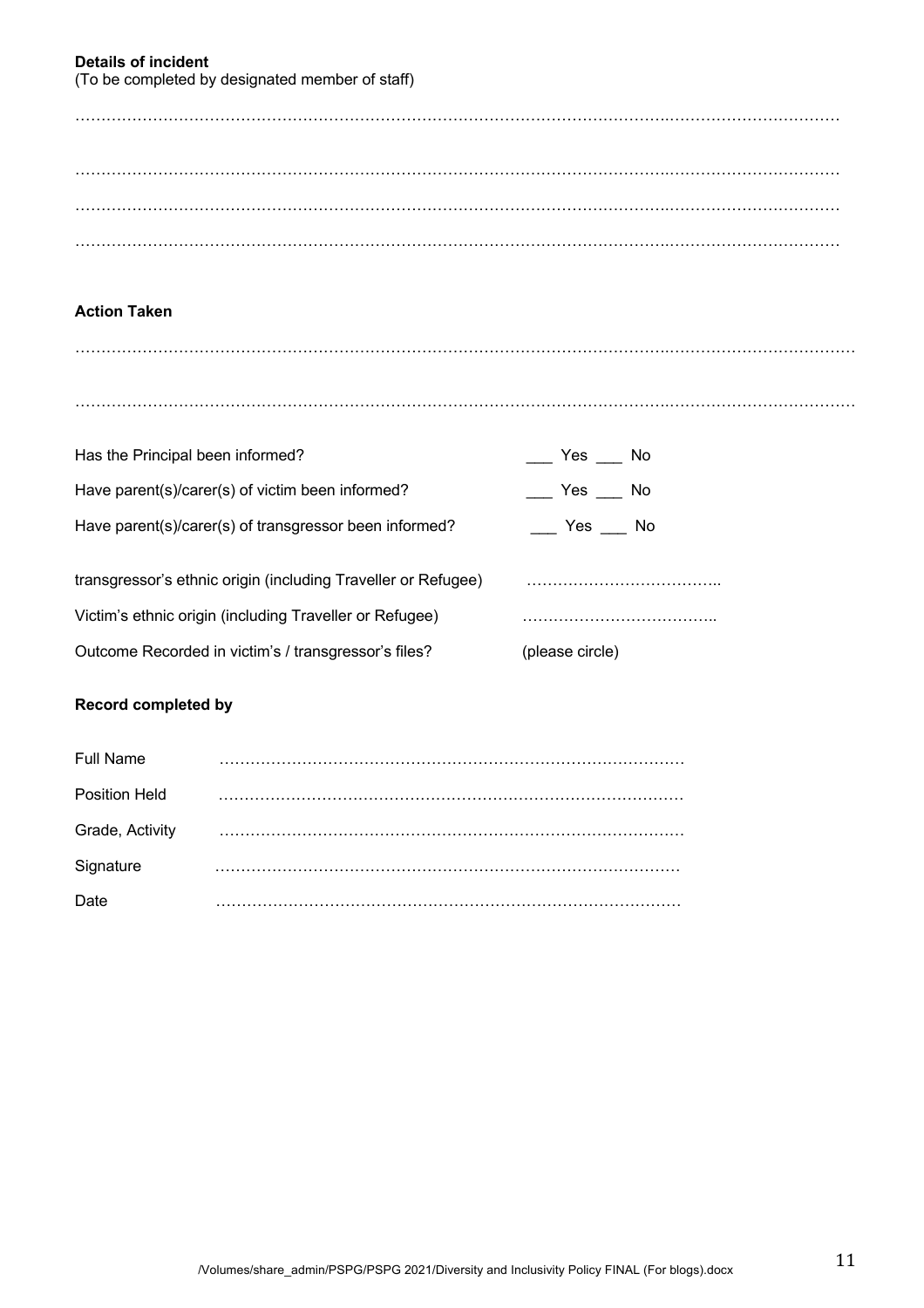**Details of incident**
(To be completed by designated member of staff)

…………………………………………………………………………………………………………………………………

…………………………………………………………………………………………………………………………………

…………………………………………………………………………………………………………………………………

…………………………………………………………………………………………………………………………………

**Action Taken**

…………………………………………………………………………………………………………………………………

…………………………………………………………………………………………………………………………………

| | |
|---|---|
| Has the Principal been informed? | ___ Yes ___ No |
| Have parent(s)/carer(s) of victim been informed? | ___ Yes ___ No |
| Have parent(s)/carer(s) of transgressor been informed? | ___ Yes ___ No |
| transgressor's ethnic origin (including Traveller or Refugee) | ……………………………….. |
| Victim's ethnic origin (including Traveller or Refugee) | ……………………………….. |
| Outcome Recorded in victim's / transgressor's files? | (please circle) |

**Record completed by**

| | |
|---|---|
| Full Name | …………………………………………………………………………… |
| Position Held | …………………………………………………………………………… |
| Grade, Activity | …………………………………………………………………………… |
| Signature | …………………………………………………………………………… |
| Date | …………………………………………………………………………… |

/Volumes/share_admin/PSPG/PSPG 2021/Diversity and Inclusivity Policy FINAL (For blogs).docx